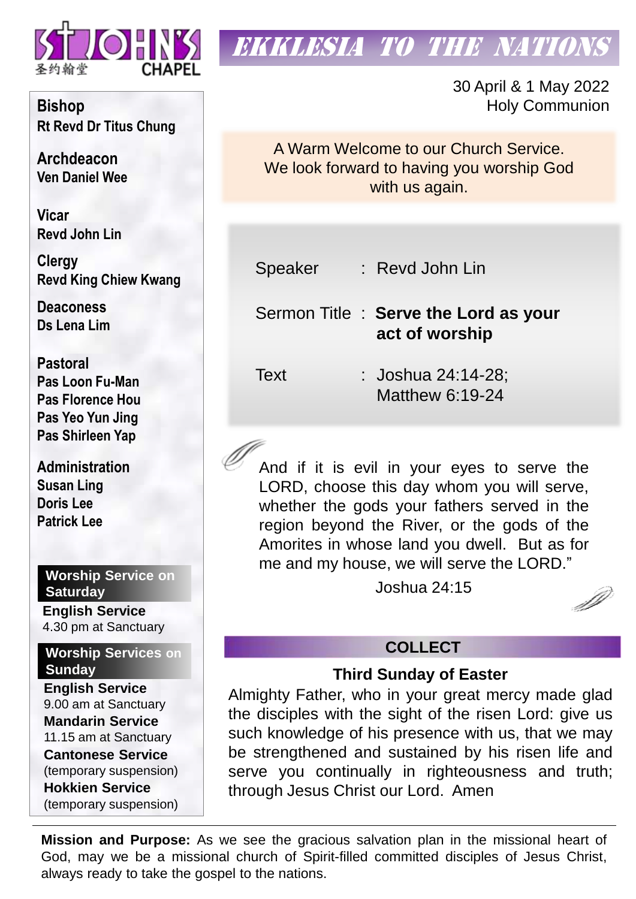ST JOHN'S CHAPEL 圣约翰堂

# EKKLESIA TO THE NATIONS

30 April & 1 May 2022
Holy Communion

**Bishop**
**Rt Revd Dr Titus Chung**

**Archdeacon**
**Ven Daniel Wee**

**Vicar**
**Revd John Lin**

**Clergy**
**Revd King Chiew Kwang**

**Deaconess**
**Ds Lena Lim**

**Pastoral**
**Pas Loon Fu-Man**
**Pas Florence Hou**
**Pas Yeo Yun Jing**
**Pas Shirleen Yap**

**Administration**
**Susan Ling**
**Doris Lee**
**Patrick Lee**

**Worship Service on Saturday**

**English Service**
4.30 pm at Sanctuary

**Worship Services on Sunday**

**English Service**
9.00 am at Sanctuary

**Mandarin Service**
11.15 am at Sanctuary

**Cantonese Service**
(temporary suspension)

**Hokkien Service**
(temporary suspension)

A Warm Welcome to our Church Service.
We look forward to having you worship God with us again.

| | | |
|---|---|---|
| Speaker | : | Revd John Lin |
| Sermon Title | : | **Serve the Lord as your act of worship** |
| Text | : | Joshua 24:14-28; Matthew 6:19-24 |

And if it is evil in your eyes to serve the LORD, choose this day whom you will serve, whether the gods your fathers served in the region beyond the River, or the gods of the Amorites in whose land you dwell. But as for me and my house, we will serve the LORD."

Joshua 24:15

## COLLECT

### Third Sunday of Easter

Almighty Father, who in your great mercy made glad the disciples with the sight of the risen Lord: give us such knowledge of his presence with us, that we may be strengthened and sustained by his risen life and serve you continually in righteousness and truth; through Jesus Christ our Lord. Amen

**Mission and Purpose:** As we see the gracious salvation plan in the missional heart of God, may we be a missional church of Spirit-filled committed disciples of Jesus Christ, always ready to take the gospel to the nations.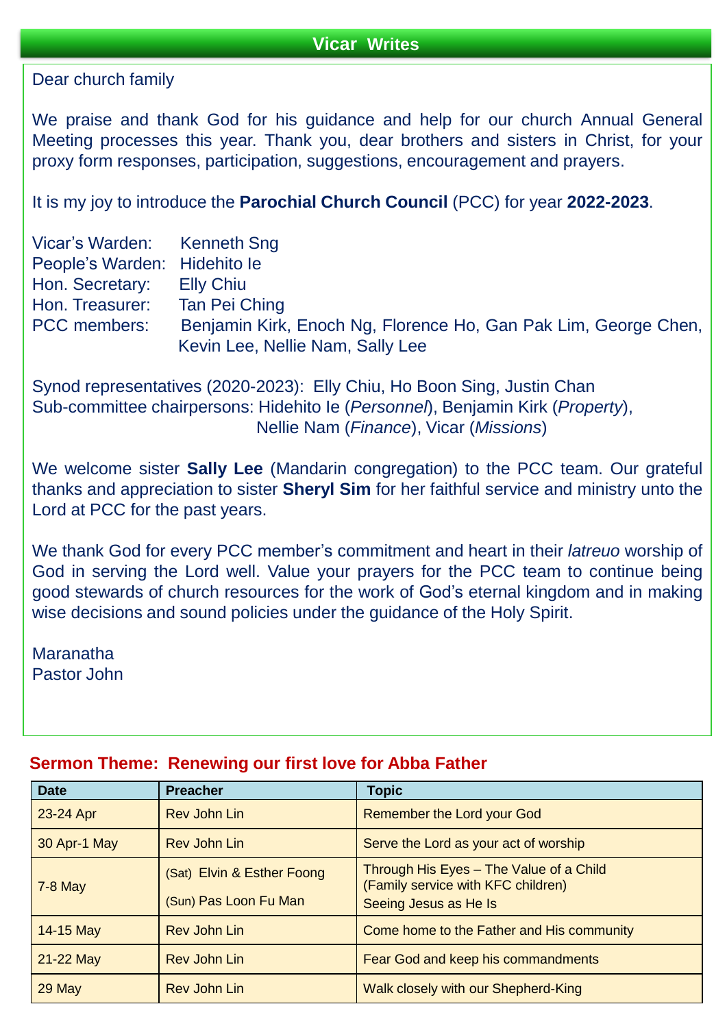## Vicar Writes

Dear church family

We praise and thank God for his guidance and help for our church Annual General Meeting processes this year. Thank you, dear brothers and sisters in Christ, for your proxy form responses, participation, suggestions, encouragement and prayers.

It is my joy to introduce the **Parochial Church Council** (PCC) for year **2022-2023**.

Vicar's Warden: Kenneth Sng
People's Warden: Hidehito Ie
Hon. Secretary: Elly Chiu
Hon. Treasurer: Tan Pei Ching
PCC members: Benjamin Kirk, Enoch Ng, Florence Ho, Gan Pak Lim, George Chen, Kevin Lee, Nellie Nam, Sally Lee

Synod representatives (2020-2023): Elly Chiu, Ho Boon Sing, Justin Chan
Sub-committee chairpersons: Hidehito Ie (*Personnel*), Benjamin Kirk (*Property*), Nellie Nam (*Finance*), Vicar (*Missions*)

We welcome sister **Sally Lee** (Mandarin congregation) to the PCC team. Our grateful thanks and appreciation to sister **Sheryl Sim** for her faithful service and ministry unto the Lord at PCC for the past years.

We thank God for every PCC member's commitment and heart in their *latreuo* worship of God in serving the Lord well. Value your prayers for the PCC team to continue being good stewards of church resources for the work of God's eternal kingdom and in making wise decisions and sound policies under the guidance of the Holy Spirit.

Maranatha
Pastor John

## Sermon Theme: Renewing our first love for Abba Father

| Date | Preacher | Topic |
|---|---|---|
| 23-24 Apr | Rev John Lin | Remember the Lord your God |
| 30 Apr-1 May | Rev John Lin | Serve the Lord as your act of worship |
| 7-8 May | (Sat) Elvin & Esther Foong<br>(Sun) Pas Loon Fu Man | Through His Eyes – The Value of a Child (Family service with KFC children)<br>Seeing Jesus as He Is |
| 14-15 May | Rev John Lin | Come home to the Father and His community |
| 21-22 May | Rev John Lin | Fear God and keep his commandments |
| 29 May | Rev John Lin | Walk closely with our Shepherd-King |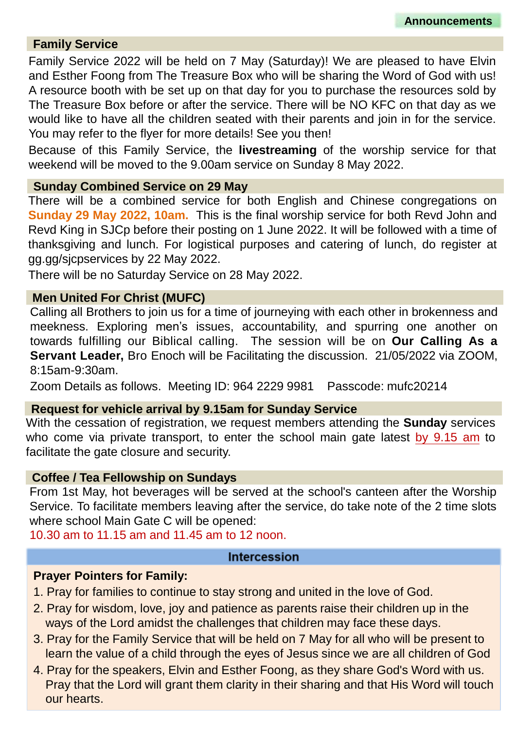## Announcements

### Family Service

Family Service 2022 will be held on 7 May (Saturday)! We are pleased to have Elvin and Esther Foong from The Treasure Box who will be sharing the Word of God with us! A resource booth with be set up on that day for you to purchase the resources sold by The Treasure Box before or after the service. There will be NO KFC on that day as we would like to have all the children seated with their parents and join in for the service. You may refer to the flyer for more details! See you then!

Because of this Family Service, the **livestreaming** of the worship service for that weekend will be moved to the 9.00am service on Sunday 8 May 2022.

### Sunday Combined Service on 29 May

There will be a combined service for both English and Chinese congregations on **Sunday 29 May 2022, 10am.** This is the final worship service for both Revd John and Revd King in SJCp before their posting on 1 June 2022. It will be followed with a time of thanksgiving and lunch. For logistical purposes and catering of lunch, do register at gg.gg/sjcpservices by 22 May 2022.

There will be no Saturday Service on 28 May 2022.

### Men United For Christ (MUFC)

Calling all Brothers to join us for a time of journeying with each other in brokenness and meekness. Exploring men's issues, accountability, and spurring one another on towards fulfilling our Biblical calling. The session will be on **Our Calling As a Servant Leader,** Bro Enoch will be Facilitating the discussion. 21/05/2022 via ZOOM, 8:15am-9:30am.

Zoom Details as follows. Meeting ID: 964 2229 9981 Passcode: mufc20214

### Request for vehicle arrival by 9.15am for Sunday Service

With the cessation of registration, we request members attending the **Sunday** services who come via private transport, to enter the school main gate latest by 9.15 am to facilitate the gate closure and security.

### Coffee / Tea Fellowship on Sundays

From 1st May, hot beverages will be served at the school's canteen after the Worship Service. To facilitate members leaving after the service, do take note of the 2 time slots where school Main Gate C will be opened:

10.30 am to 11.15 am and 11.45 am to 12 noon.

## Intercession

**Prayer Pointers for Family:**

1. Pray for families to continue to stay strong and united in the love of God.
2. Pray for wisdom, love, joy and patience as parents raise their children up in the ways of the Lord amidst the challenges that children may face these days.
3. Pray for the Family Service that will be held on 7 May for all who will be present to learn the value of a child through the eyes of Jesus since we are all children of God
4. Pray for the speakers, Elvin and Esther Foong, as they share God's Word with us. Pray that the Lord will grant them clarity in their sharing and that His Word will touch our hearts.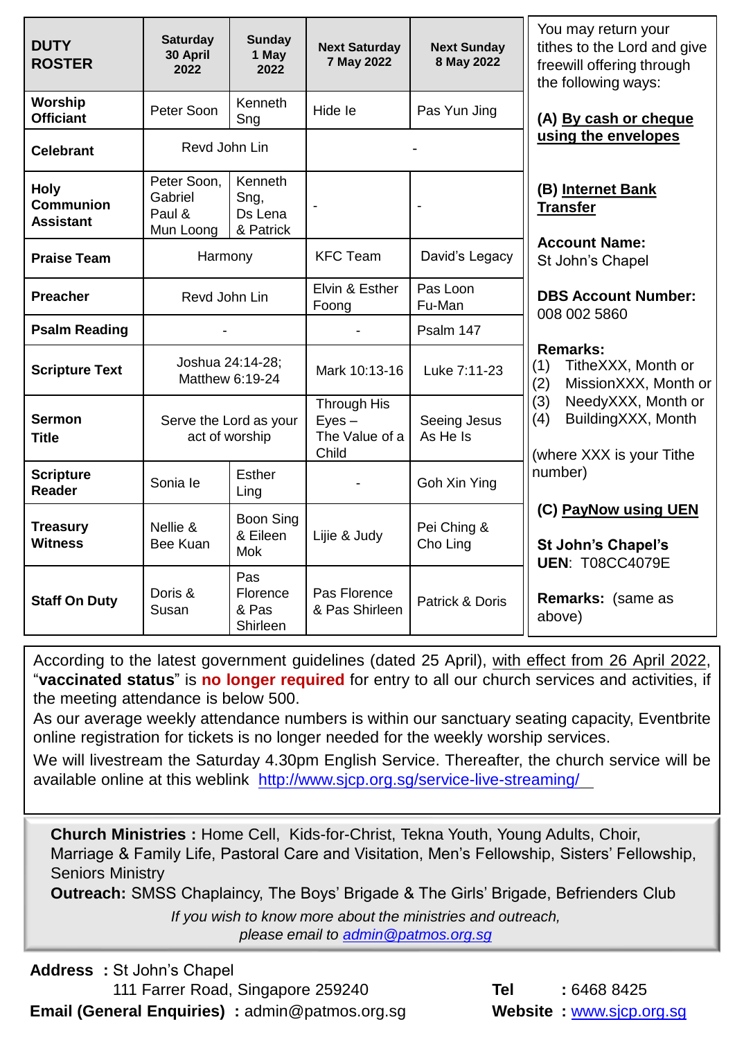| DUTY ROSTER | Saturday 30 April 2022 | Sunday 1 May 2022 | Next Saturday 7 May 2022 | Next Sunday 8 May 2022 |
|---|---|---|---|---|
| Worship Officiant | Peter Soon | Kenneth Sng | Hide Ie | Pas Yun Jing |
| Celebrant | Revd John Lin | | - | |
| Holy Communion Assistant | Peter Soon, Gabriel Paul & Mun Loong | Kenneth Sng, Ds Lena & Patrick | - | - |
| Praise Team | Harmony | | KFC Team | David's Legacy |
| Preacher | Revd John Lin | | Elvin & Esther Foong | Pas Loon Fu-Man |
| Psalm Reading | - | | - | Psalm 147 |
| Scripture Text | Joshua 24:14-28; Matthew 6:19-24 | | Mark 10:13-16 | Luke 7:11-23 |
| Sermon Title | Serve the Lord as your act of worship | | Through His Eyes – The Value of a Child | Seeing Jesus As He Is |
| Scripture Reader | Sonia Ie | Esther Ling | - | Goh Xin Ying |
| Treasury Witness | Nellie & Bee Kuan | Boon Sing & Eileen Mok | Lijie & Judy | Pei Ching & Cho Ling |
| Staff On Duty | Doris & Susan | Pas Florence & Pas Shirleen | Pas Florence & Pas Shirleen | Patrick & Doris |

You may return your tithes to the Lord and give freewill offering through the following ways:

**(A) By cash or cheque using the envelopes**

**(B) Internet Bank Transfer**

**Account Name:**
St John's Chapel

**DBS Account Number:**
008 002 5860

**Remarks:**
(1) TitheXXX, Month or
(2) MissionXXX, Month or
(3) NeedyXXX, Month or
(4) BuildingXXX, Month

(where XXX is your Tithe number)

**(C) PayNow using UEN**

**St John's Chapel's UEN**: T08CC4079E

**Remarks:** (same as above)

According to the latest government guidelines (dated 25 April), with effect from 26 April 2022, "**vaccinated status**" is **no longer required** for entry to all our church services and activities, if the meeting attendance is below 500.

As our average weekly attendance numbers is within our sanctuary seating capacity, Eventbrite online registration for tickets is no longer needed for the weekly worship services.

We will livestream the Saturday 4.30pm English Service. Thereafter, the church service will be available online at this weblink http://www.sjcp.org.sg/service-live-streaming/

**Church Ministries :** Home Cell, Kids-for-Christ, Tekna Youth, Young Adults, Choir, Marriage & Family Life, Pastoral Care and Visitation, Men's Fellowship, Sisters' Fellowship, Seniors Ministry

**Outreach:** SMSS Chaplaincy, The Boys' Brigade & The Girls' Brigade, Befrienders Club

*If you wish to know more about the ministries and outreach, please email to admin@patmos.org.sg*

**Address :** St John's Chapel
111 Farrer Road, Singapore 259240

**Email (General Enquiries) :** admin@patmos.org.sg

**Tel :** 6468 8425

**Website :** www.sjcp.org.sg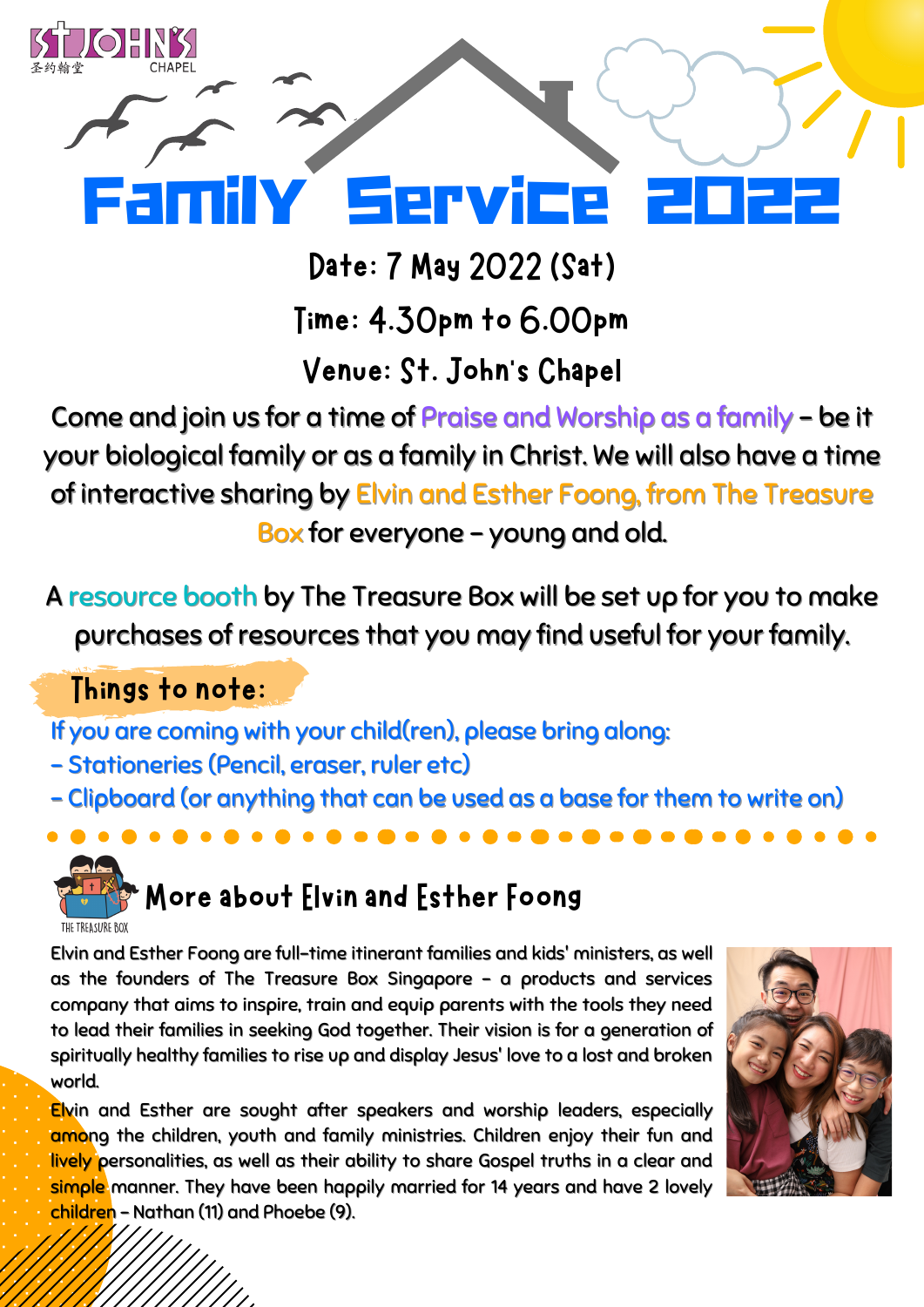ST JOHN'S
圣约翰堂
CHAPEL

# Family Service 2022

**Date: 7 May 2022 (Sat)**

**Time: 4.30pm to 6.00pm**

**Venue: St. John's Chapel**

Come and join us for a time of Praise and Worship as a family – be it your biological family or as a family in Christ. We will also have a time of interactive sharing by Elvin and Esther Foong, from The Treasure Box for everyone – young and old.

A resource booth by The Treasure Box will be set up for you to make purchases of resources that you may find useful for your family.

## Things to note:

If you are coming with your child(ren), please bring along:

- Stationeries (Pencil, eraser, ruler etc)
- Clipboard (or anything that can be used as a base for them to write on)

THE TREASURE BOX

## More about Elvin and Esther Foong

Elvin and Esther Foong are full-time itinerant families and kids' ministers, as well as the founders of The Treasure Box Singapore – a products and services company that aims to inspire, train and equip parents with the tools they need to lead their families in seeking God together. Their vision is for a generation of spiritually healthy families to rise up and display Jesus' love to a lost and broken world.

Elvin and Esther are sought after speakers and worship leaders, especially among the children, youth and family ministries. Children enjoy their fun and lively personalities, as well as their ability to share Gospel truths in a clear and simple manner. They have been happily married for 14 years and have 2 lovely children – Nathan (11) and Phoebe (9).